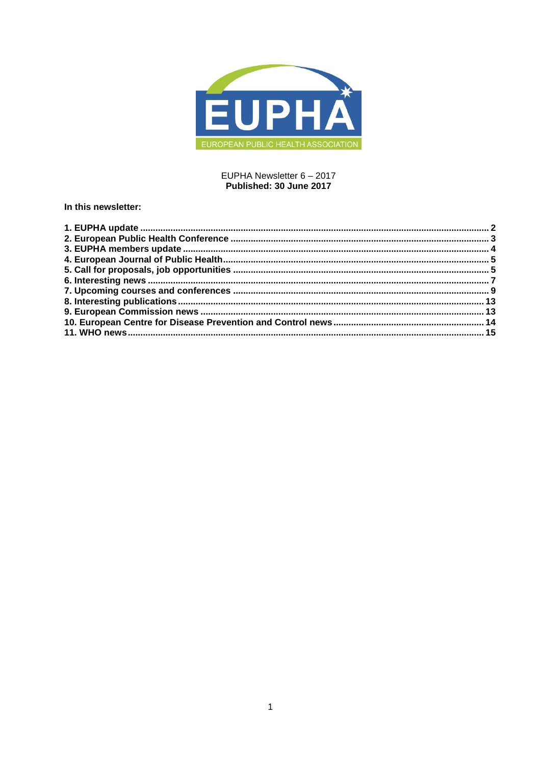EUPHA

EUROPEAN PUBLIC HEALTH ASSOCIATION

EUPHA Newsletter 6 – 2017
**Published: 30 June 2017**

**In this newsletter:**

**1. EUPHA update ........................................................................ 2**
**2. European Public Health Conference ........................................................................ 3**
**3. EUPHA members update ........................................................................ 4**
**4. European Journal of Public Health ........................................................................ 5**
**5. Call for proposals, job opportunities ........................................................................ 5**
**6. Interesting news ........................................................................ 7**
**7. Upcoming courses and conferences ........................................................................ 9**
**8. Interesting publications ........................................................................ 13**
**9. European Commission news ........................................................................ 13**
**10. European Centre for Disease Prevention and Control news ........................................................................ 14**
**11. WHO news ........................................................................ 15**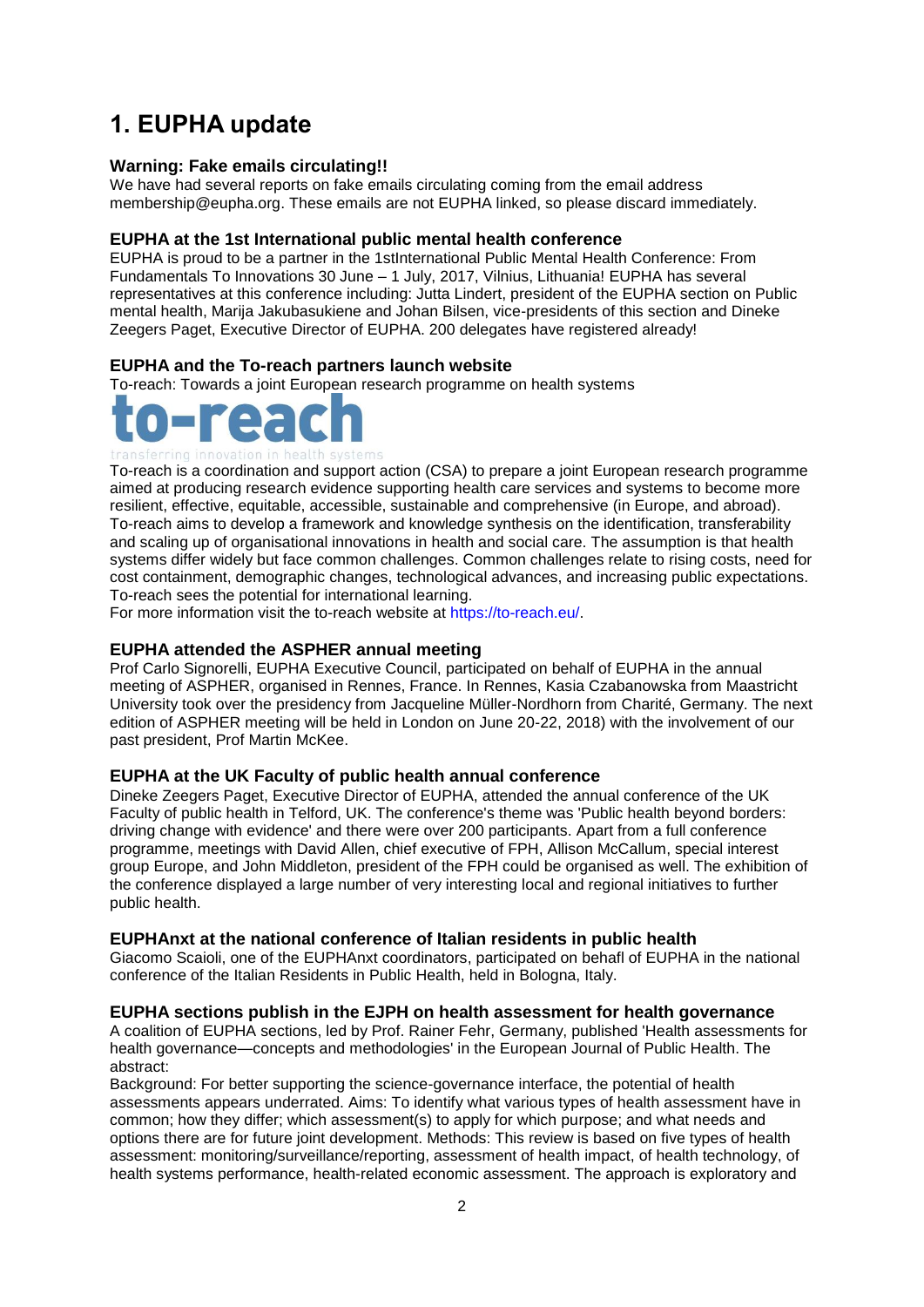# 1. EUPHA update

### Warning: Fake emails circulating!!

We have had several reports on fake emails circulating coming from the email address membership@eupha.org. These emails are not EUPHA linked, so please discard immediately.

### EUPHA at the 1st International public mental health conference

EUPHA is proud to be a partner in the 1stInternational Public Mental Health Conference: From Fundamentals To Innovations 30 June – 1 July, 2017, Vilnius, Lithuania! EUPHA has several representatives at this conference including: Jutta Lindert, president of the EUPHA section on Public mental health, Marija Jakubasukiene and Johan Bilsen, vice-presidents of this section and Dineke Zeegers Paget, Executive Director of EUPHA. 200 delegates have registered already!

### EUPHA and the To-reach partners launch website

To-reach: Towards a joint European research programme on health systems

to-reach

transferring innovation in health systems

To-reach is a coordination and support action (CSA) to prepare a joint European research programme aimed at producing research evidence supporting health care services and systems to become more resilient, effective, equitable, accessible, sustainable and comprehensive (in Europe, and abroad). To-reach aims to develop a framework and knowledge synthesis on the identification, transferability and scaling up of organisational innovations in health and social care. The assumption is that health systems differ widely but face common challenges. Common challenges relate to rising costs, need for cost containment, demographic changes, technological advances, and increasing public expectations. To-reach sees the potential for international learning.

For more information visit the to-reach website at https://to-reach.eu/.

### EUPHA attended the ASPHER annual meeting

Prof Carlo Signorelli, EUPHA Executive Council, participated on behalf of EUPHA in the annual meeting of ASPHER, organised in Rennes, France. In Rennes, Kasia Czabanowska from Maastricht University took over the presidency from Jacqueline Müller-Nordhorn from Charité, Germany. The next edition of ASPHER meeting will be held in London on June 20-22, 2018) with the involvement of our past president, Prof Martin McKee.

### EUPHA at the UK Faculty of public health annual conference

Dineke Zeegers Paget, Executive Director of EUPHA, attended the annual conference of the UK Faculty of public health in Telford, UK. The conference's theme was 'Public health beyond borders: driving change with evidence' and there were over 200 participants. Apart from a full conference programme, meetings with David Allen, chief executive of FPH, Allison McCallum, special interest group Europe, and John Middleton, president of the FPH could be organised as well. The exhibition of the conference displayed a large number of very interesting local and regional initiatives to further public health.

### EUPHAnxt at the national conference of Italian residents in public health

Giacomo Scaioli, one of the EUPHAnxt coordinators, participated on behafl of EUPHA in the national conference of the Italian Residents in Public Health, held in Bologna, Italy.

### EUPHA sections publish in the EJPH on health assessment for health governance

A coalition of EUPHA sections, led by Prof. Rainer Fehr, Germany, published 'Health assessments for health governance—concepts and methodologies' in the European Journal of Public Health. The abstract:

Background: For better supporting the science-governance interface, the potential of health assessments appears underrated. Aims: To identify what various types of health assessment have in common; how they differ; which assessment(s) to apply for which purpose; and what needs and options there are for future joint development. Methods: This review is based on five types of health assessment: monitoring/surveillance/reporting, assessment of health impact, of health technology, of health systems performance, health-related economic assessment. The approach is exploratory and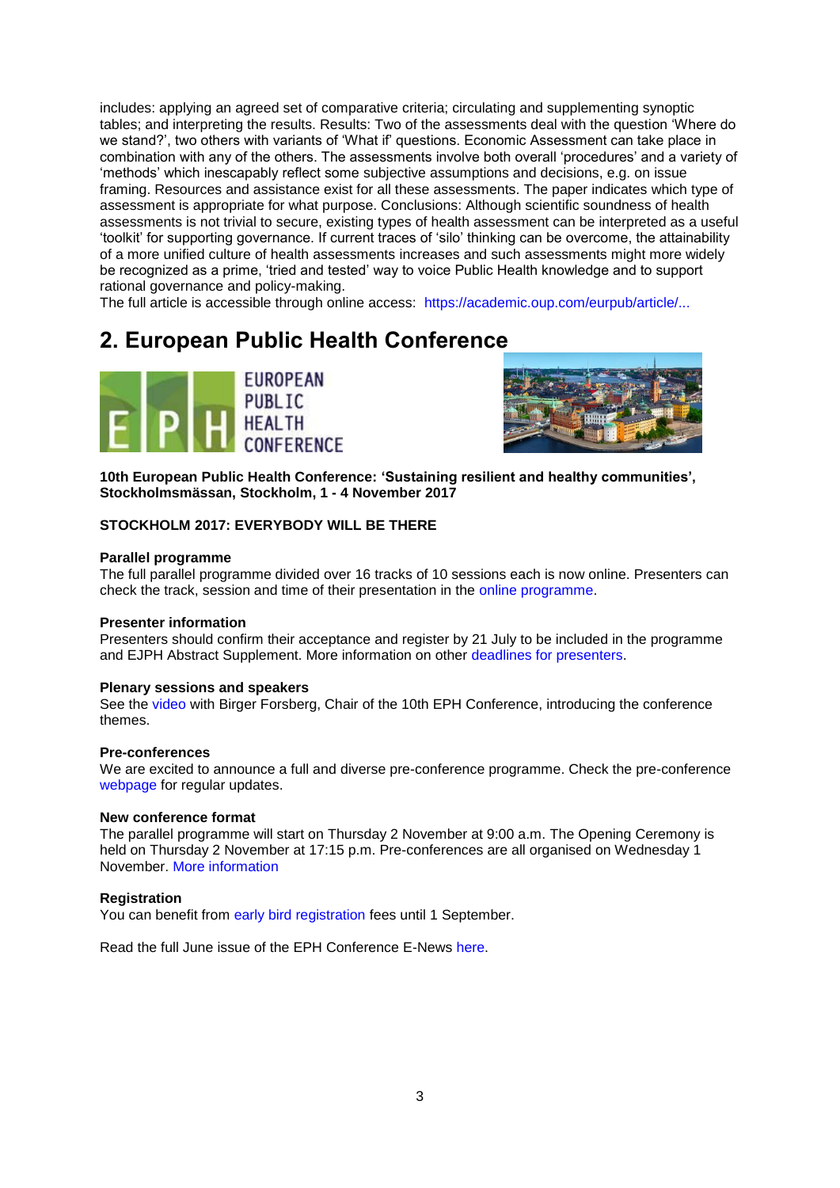includes: applying an agreed set of comparative criteria; circulating and supplementing synoptic tables; and interpreting the results. Results: Two of the assessments deal with the question 'Where do we stand?', two others with variants of 'What if' questions. Economic Assessment can take place in combination with any of the others. The assessments involve both overall 'procedures' and a variety of 'methods' which inescapably reflect some subjective assumptions and decisions, e.g. on issue framing. Resources and assistance exist for all these assessments. The paper indicates which type of assessment is appropriate for what purpose. Conclusions: Although scientific soundness of health assessments is not trivial to secure, existing types of health assessment can be interpreted as a useful 'toolkit' for supporting governance. If current traces of 'silo' thinking can be overcome, the attainability of a more unified culture of health assessments increases and such assessments might more widely be recognized as a prime, 'tried and tested' way to voice Public Health knowledge and to support rational governance and policy-making.

The full article is accessible through online access: https://academic.oup.com/eurpub/article/...

## 2. European Public Health Conference

**10th European Public Health Conference: 'Sustaining resilient and healthy communities', Stockholmsmässan, Stockholm, 1 - 4 November 2017**

**STOCKHOLM 2017: EVERYBODY WILL BE THERE**

**Parallel programme**

The full parallel programme divided over 16 tracks of 10 sessions each is now online. Presenters can check the track, session and time of their presentation in the online programme.

**Presenter information**

Presenters should confirm their acceptance and register by 21 July to be included in the programme and EJPH Abstract Supplement. More information on other deadlines for presenters.

**Plenary sessions and speakers**

See the video with Birger Forsberg, Chair of the 10th EPH Conference, introducing the conference themes.

**Pre-conferences**

We are excited to announce a full and diverse pre-conference programme. Check the pre-conference webpage for regular updates.

**New conference format**

The parallel programme will start on Thursday 2 November at 9:00 a.m. The Opening Ceremony is held on Thursday 2 November at 17:15 p.m. Pre-conferences are all organised on Wednesday 1 November. More information

**Registration**

You can benefit from early bird registration fees until 1 September.

Read the full June issue of the EPH Conference E-News here.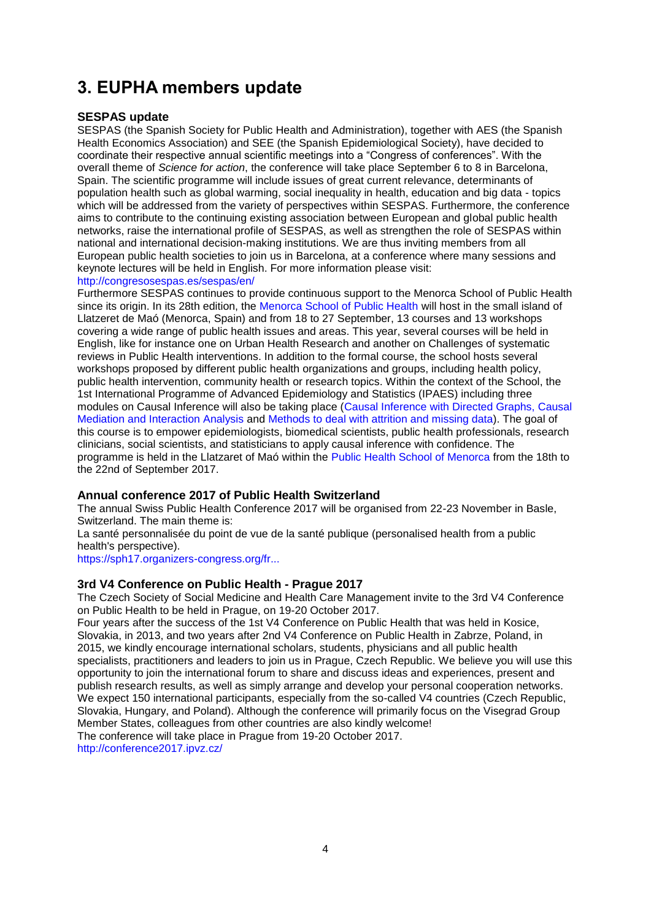# 3. EUPHA members update

### SESPAS update

SESPAS (the Spanish Society for Public Health and Administration), together with AES (the Spanish Health Economics Association) and SEE (the Spanish Epidemiological Society), have decided to coordinate their respective annual scientific meetings into a "Congress of conferences". With the overall theme of *Science for action*, the conference will take place September 6 to 8 in Barcelona, Spain. The scientific programme will include issues of great current relevance, determinants of population health such as global warming, social inequality in health, education and big data - topics which will be addressed from the variety of perspectives within SESPAS. Furthermore, the conference aims to contribute to the continuing existing association between European and global public health networks, raise the international profile of SESPAS, as well as strengthen the role of SESPAS within national and international decision-making institutions. We are thus inviting members from all European public health societies to join us in Barcelona, at a conference where many sessions and keynote lectures will be held in English. For more information please visit: http://congresosespas.es/sespas/en/

Furthermore SESPAS continues to provide continuous support to the Menorca School of Public Health since its origin. In its 28th edition, the Menorca School of Public Health will host in the small island of Llatzeret de Maó (Menorca, Spain) and from 18 to 27 September, 13 courses and 13 workshops covering a wide range of public health issues and areas. This year, several courses will be held in English, like for instance one on Urban Health Research and another on Challenges of systematic reviews in Public Health interventions. In addition to the formal course, the school hosts several workshops proposed by different public health organizations and groups, including health policy, public health intervention, community health or research topics. Within the context of the School, the 1st International Programme of Advanced Epidemiology and Statistics (IPAES) including three modules on Causal Inference will also be taking place (Causal Inference with Directed Graphs, Causal Mediation and Interaction Analysis and Methods to deal with attrition and missing data). The goal of this course is to empower epidemiologists, biomedical scientists, public health professionals, research clinicians, social scientists, and statisticians to apply causal inference with confidence. The programme is held in the Llatzaret of Maó within the Public Health School of Menorca from the 18th to the 22nd of September 2017.

### Annual conference 2017 of Public Health Switzerland

The annual Swiss Public Health Conference 2017 will be organised from 22-23 November in Basle, Switzerland. The main theme is:

La santé personnalisée du point de vue de la santé publique (personalised health from a public health's perspective).

https://sph17.organizers-congress.org/fr...

### 3rd V4 Conference on Public Health - Prague 2017

The Czech Society of Social Medicine and Health Care Management invite to the 3rd V4 Conference on Public Health to be held in Prague, on 19-20 October 2017.

Four years after the success of the 1st V4 Conference on Public Health that was held in Kosice, Slovakia, in 2013, and two years after 2nd V4 Conference on Public Health in Zabrze, Poland, in 2015, we kindly encourage international scholars, students, physicians and all public health specialists, practitioners and leaders to join us in Prague, Czech Republic. We believe you will use this opportunity to join the international forum to share and discuss ideas and experiences, present and publish research results, as well as simply arrange and develop your personal cooperation networks. We expect 150 international participants, especially from the so-called V4 countries (Czech Republic, Slovakia, Hungary, and Poland). Although the conference will primarily focus on the Visegrad Group Member States, colleagues from other countries are also kindly welcome!

The conference will take place in Prague from 19-20 October 2017.

http://conference2017.ipvz.cz/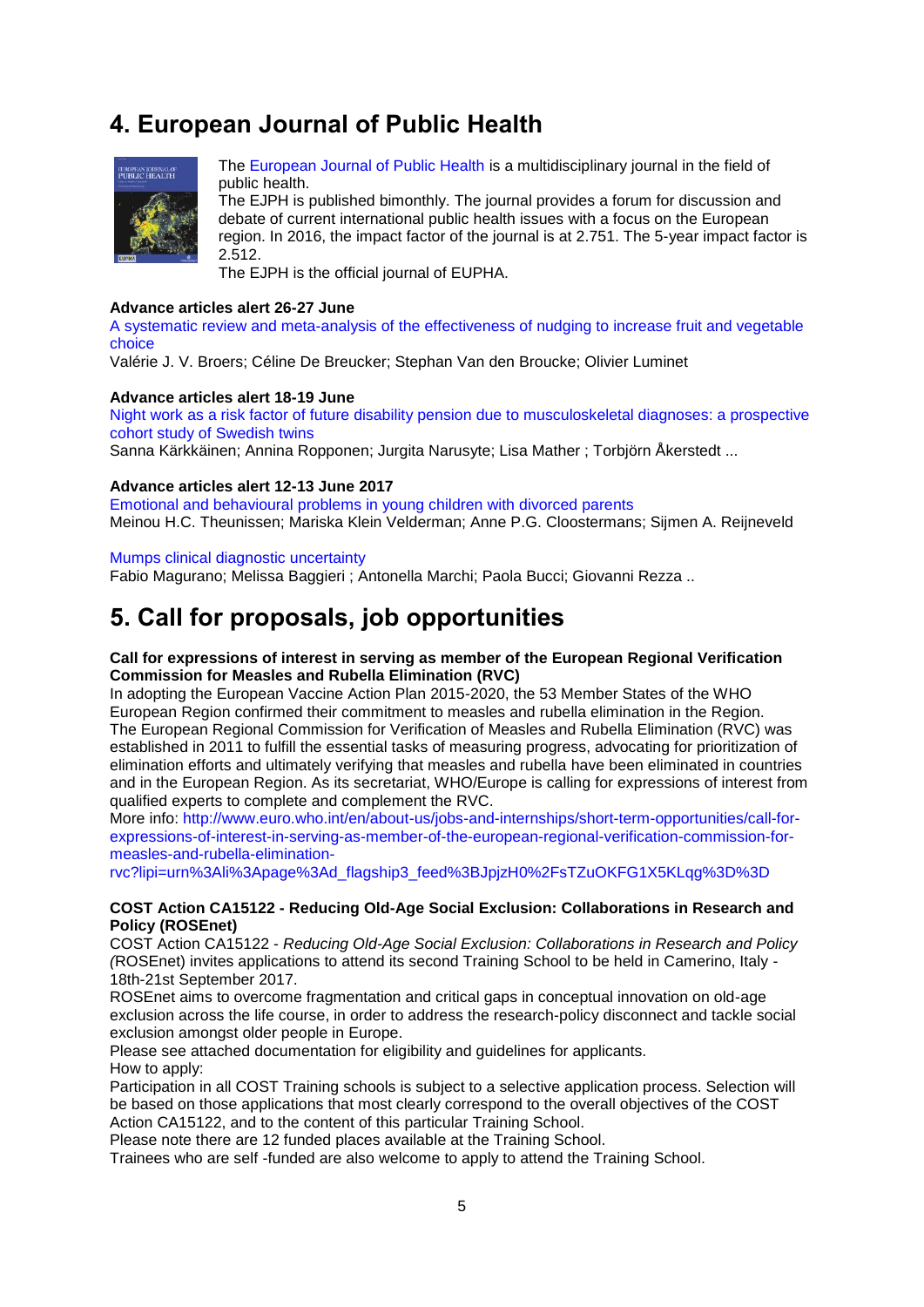## 4. European Journal of Public Health

The European Journal of Public Health is a multidisciplinary journal in the field of public health.
The EJPH is published bimonthly. The journal provides a forum for discussion and debate of current international public health issues with a focus on the European region. In 2016, the impact factor of the journal is at 2.751. The 5-year impact factor is 2.512.
The EJPH is the official journal of EUPHA.

**Advance articles alert 26-27 June**

A systematic review and meta-analysis of the effectiveness of nudging to increase fruit and vegetable choice
Valérie J. V. Broers; Céline De Breucker; Stephan Van den Broucke; Olivier Luminet

**Advance articles alert 18-19 June**

Night work as a risk factor of future disability pension due to musculoskeletal diagnoses: a prospective cohort study of Swedish twins
Sanna Kärkkäinen; Annina Ropponen; Jurgita Narusyte; Lisa Mather ; Torbjörn Åkerstedt ...

**Advance articles alert 12-13 June 2017**

Emotional and behavioural problems in young children with divorced parents
Meinou H.C. Theunissen; Mariska Klein Velderman; Anne P.G. Cloostermans; Sijmen A. Reijneveld

Mumps clinical diagnostic uncertainty
Fabio Magurano; Melissa Baggieri ; Antonella Marchi; Paola Bucci; Giovanni Rezza ..

## 5. Call for proposals, job opportunities

**Call for expressions of interest in serving as member of the European Regional Verification Commission for Measles and Rubella Elimination (RVC)**

In adopting the European Vaccine Action Plan 2015-2020, the 53 Member States of the WHO European Region confirmed their commitment to measles and rubella elimination in the Region.
The European Regional Commission for Verification of Measles and Rubella Elimination (RVC) was established in 2011 to fulfill the essential tasks of measuring progress, advocating for prioritization of elimination efforts and ultimately verifying that measles and rubella have been eliminated in countries and in the European Region. As its secretariat, WHO/Europe is calling for expressions of interest from qualified experts to complete and complement the RVC.
More info: http://www.euro.who.int/en/about-us/jobs-and-internships/short-term-opportunities/call-for-expressions-of-interest-in-serving-as-member-of-the-european-regional-verification-commission-for-measles-and-rubella-elimination-rvc?lipi=urn%3Ali%3Apage%3Ad_flagship3_feed%3BJpjzH0%2FsTZuOKFG1X5KLqg%3D%3D

**COST Action CA15122 - Reducing Old-Age Social Exclusion: Collaborations in Research and Policy (ROSEnet)**

COST Action CA15122 - *Reducing Old-Age Social Exclusion: Collaborations in Research and Policy (*ROSEnet) invites applications to attend its second Training School to be held in Camerino, Italy - 18th-21st September 2017.
ROSEnet aims to overcome fragmentation and critical gaps in conceptual innovation on old-age exclusion across the life course, in order to address the research-policy disconnect and tackle social exclusion amongst older people in Europe.
Please see attached documentation for eligibility and guidelines for applicants.
How to apply:
Participation in all COST Training schools is subject to a selective application process. Selection will be based on those applications that most clearly correspond to the overall objectives of the COST Action CA15122, and to the content of this particular Training School.
Please note there are 12 funded places available at the Training School.
Trainees who are self -funded are also welcome to apply to attend the Training School.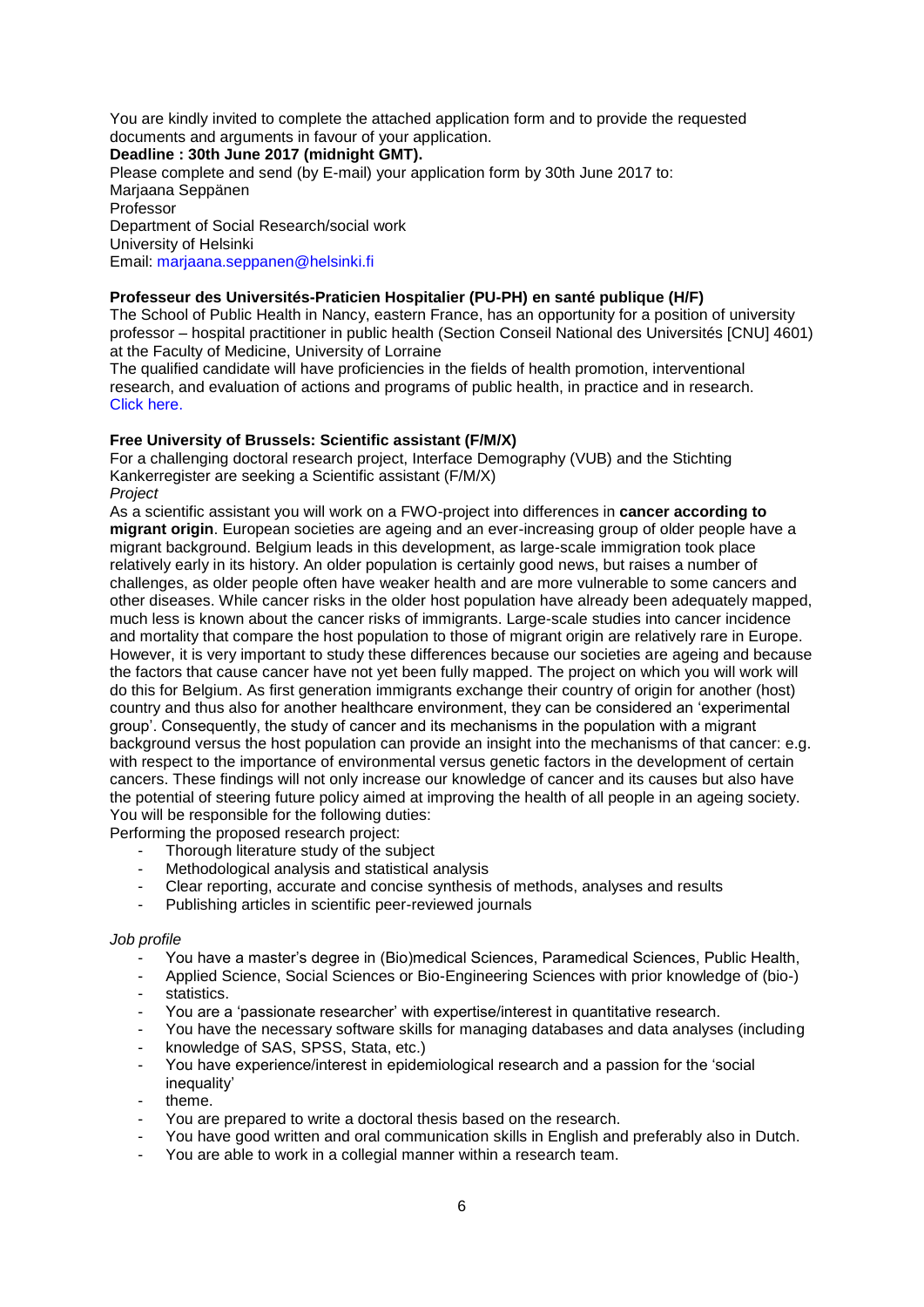You are kindly invited to complete the attached application form and to provide the requested documents and arguments in favour of your application.

**Deadline : 30th June 2017 (midnight GMT).**

Please complete and send (by E-mail) your application form by 30th June 2017 to:
Marjaana Seppänen
Professor
Department of Social Research/social work
University of Helsinki
Email: marjaana.seppanen@helsinki.fi

**Professeur des Universités-Praticien Hospitalier (PU-PH) en santé publique (H/F)**

The School of Public Health in Nancy, eastern France, has an opportunity for a position of university professor – hospital practitioner in public health (Section Conseil National des Universités [CNU] 4601) at the Faculty of Medicine, University of Lorraine

The qualified candidate will have proficiencies in the fields of health promotion, interventional research, and evaluation of actions and programs of public health, in practice and in research.
Click here.

**Free University of Brussels: Scientific assistant (F/M/X)**

For a challenging doctoral research project, Interface Demography (VUB) and the Stichting Kankerregister are seeking a Scientific assistant (F/M/X)

*Project*

As a scientific assistant you will work on a FWO-project into differences in **cancer according to migrant origin**. European societies are ageing and an ever-increasing group of older people have a migrant background. Belgium leads in this development, as large-scale immigration took place relatively early in its history. An older population is certainly good news, but raises a number of challenges, as older people often have weaker health and are more vulnerable to some cancers and other diseases. While cancer risks in the older host population have already been adequately mapped, much less is known about the cancer risks of immigrants. Large-scale studies into cancer incidence and mortality that compare the host population to those of migrant origin are relatively rare in Europe. However, it is very important to study these differences because our societies are ageing and because the factors that cause cancer have not yet been fully mapped. The project on which you will work will do this for Belgium. As first generation immigrants exchange their country of origin for another (host) country and thus also for another healthcare environment, they can be considered an 'experimental group'. Consequently, the study of cancer and its mechanisms in the population with a migrant background versus the host population can provide an insight into the mechanisms of that cancer: e.g. with respect to the importance of environmental versus genetic factors in the development of certain cancers. These findings will not only increase our knowledge of cancer and its causes but also have the potential of steering future policy aimed at improving the health of all people in an ageing society.

You will be responsible for the following duties:

Performing the proposed research project:

- Thorough literature study of the subject
- Methodological analysis and statistical analysis
- Clear reporting, accurate and concise synthesis of methods, analyses and results
- Publishing articles in scientific peer-reviewed journals

*Job profile*

- You have a master's degree in (Bio)medical Sciences, Paramedical Sciences, Public Health, Applied Science, Social Sciences or Bio-Engineering Sciences with prior knowledge of (bio-) statistics.
- You are a 'passionate researcher' with expertise/interest in quantitative research.
- You have the necessary software skills for managing databases and data analyses (including knowledge of SAS, SPSS, Stata, etc.)
- You have experience/interest in epidemiological research and a passion for the 'social inequality' theme.
- You are prepared to write a doctoral thesis based on the research.
- You have good written and oral communication skills in English and preferably also in Dutch.
- You are able to work in a collegial manner within a research team.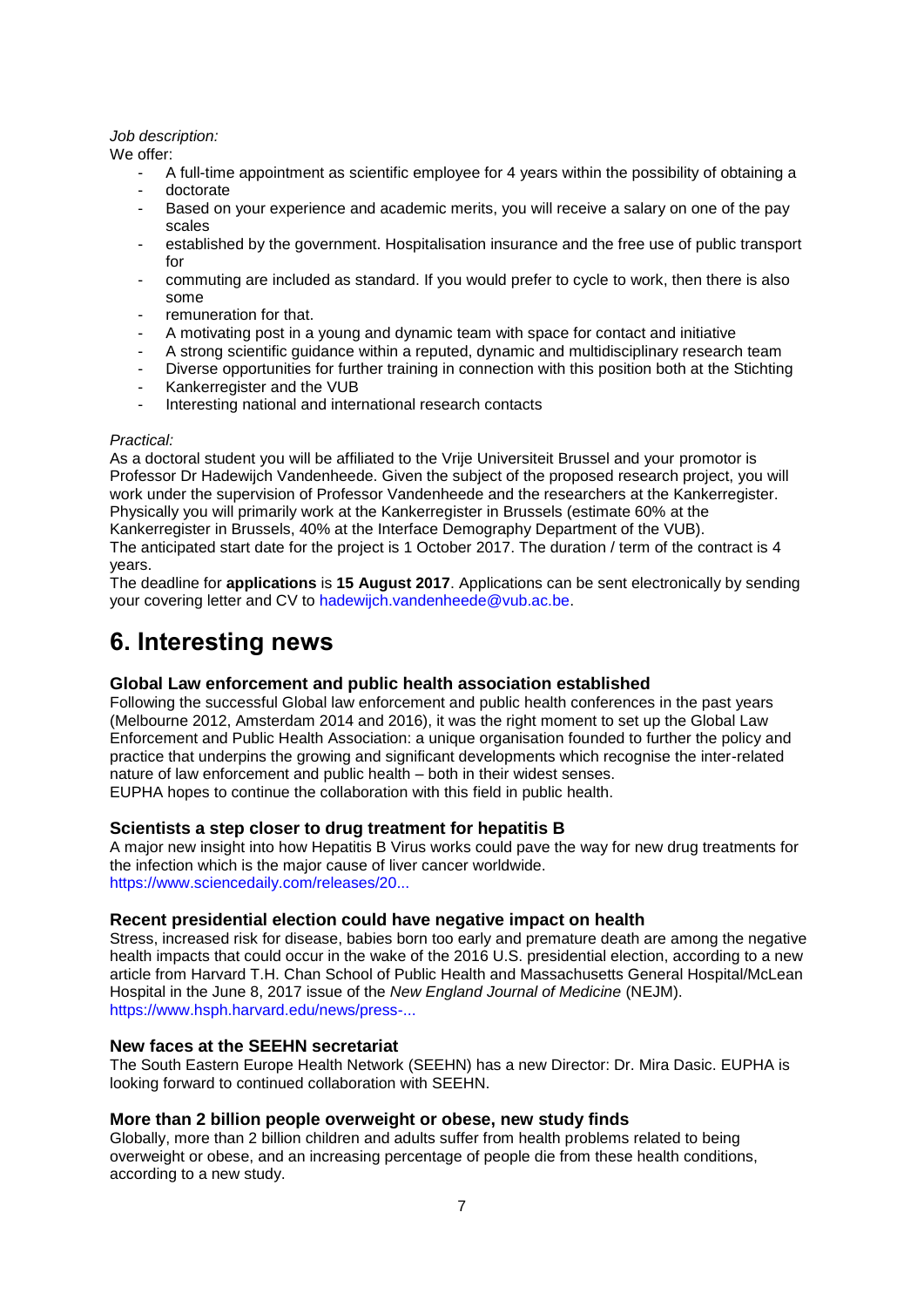*Job description:*

We offer:

- A full-time appointment as scientific employee for 4 years within the possibility of obtaining a
- doctorate
- Based on your experience and academic merits, you will receive a salary on one of the pay scales
- established by the government. Hospitalisation insurance and the free use of public transport for
- commuting are included as standard. If you would prefer to cycle to work, then there is also some
- remuneration for that.
- A motivating post in a young and dynamic team with space for contact and initiative
- A strong scientific guidance within a reputed, dynamic and multidisciplinary research team
- Diverse opportunities for further training in connection with this position both at the Stichting
- Kankerregister and the VUB
- Interesting national and international research contacts

*Practical:*

As a doctoral student you will be affiliated to the Vrije Universiteit Brussel and your promotor is Professor Dr Hadewijch Vandenheede. Given the subject of the proposed research project, you will work under the supervision of Professor Vandenheede and the researchers at the Kankerregister. Physically you will primarily work at the Kankerregister in Brussels (estimate 60% at the Kankerregister in Brussels, 40% at the Interface Demography Department of the VUB).
The anticipated start date for the project is 1 October 2017. The duration / term of the contract is 4 years.
The deadline for **applications** is **15 August 2017**. Applications can be sent electronically by sending your covering letter and CV to hadewijch.vandenheede@vub.ac.be.

# 6. Interesting news

### Global Law enforcement and public health association established

Following the successful Global law enforcement and public health conferences in the past years (Melbourne 2012, Amsterdam 2014 and 2016), it was the right moment to set up the Global Law Enforcement and Public Health Association: a unique organisation founded to further the policy and practice that underpins the growing and significant developments which recognise the inter-related nature of law enforcement and public health – both in their widest senses.
EUPHA hopes to continue the collaboration with this field in public health.

### Scientists a step closer to drug treatment for hepatitis B

A major new insight into how Hepatitis B Virus works could pave the way for new drug treatments for the infection which is the major cause of liver cancer worldwide.
https://www.sciencedaily.com/releases/20...

### Recent presidential election could have negative impact on health

Stress, increased risk for disease, babies born too early and premature death are among the negative health impacts that could occur in the wake of the 2016 U.S. presidential election, according to a new article from Harvard T.H. Chan School of Public Health and Massachusetts General Hospital/McLean Hospital in the June 8, 2017 issue of the *New England Journal of Medicine* (NEJM).
https://www.hsph.harvard.edu/news/press-...

### New faces at the SEEHN secretariat

The South Eastern Europe Health Network (SEEHN) has a new Director: Dr. Mira Dasic. EUPHA is looking forward to continued collaboration with SEEHN.

### More than 2 billion people overweight or obese, new study finds

Globally, more than 2 billion children and adults suffer from health problems related to being overweight or obese, and an increasing percentage of people die from these health conditions, according to a new study.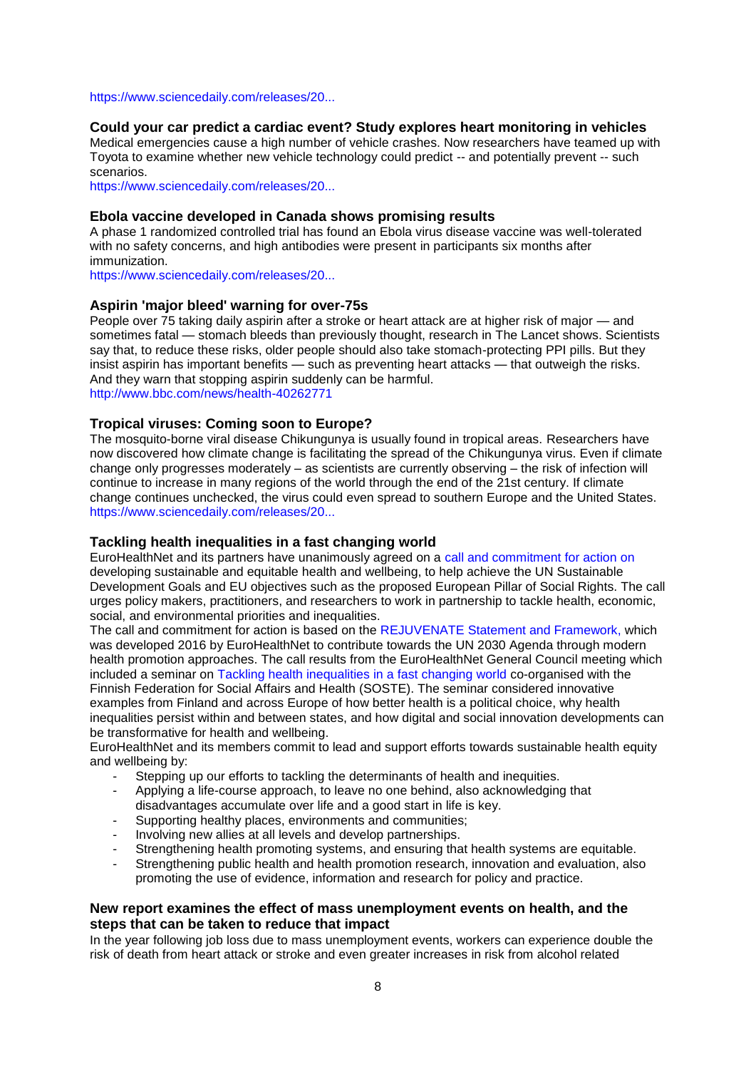https://www.sciencedaily.com/releases/20...

### Could your car predict a cardiac event? Study explores heart monitoring in vehicles

Medical emergencies cause a high number of vehicle crashes. Now researchers have teamed up with Toyota to examine whether new vehicle technology could predict -- and potentially prevent -- such scenarios.
https://www.sciencedaily.com/releases/20...

### Ebola vaccine developed in Canada shows promising results

A phase 1 randomized controlled trial has found an Ebola virus disease vaccine was well-tolerated with no safety concerns, and high antibodies were present in participants six months after immunization.
https://www.sciencedaily.com/releases/20...

### Aspirin 'major bleed' warning for over-75s

People over 75 taking daily aspirin after a stroke or heart attack are at higher risk of major — and sometimes fatal — stomach bleeds than previously thought, research in The Lancet shows. Scientists say that, to reduce these risks, older people should also take stomach-protecting PPI pills. But they insist aspirin has important benefits — such as preventing heart attacks — that outweigh the risks. And they warn that stopping aspirin suddenly can be harmful.
http://www.bbc.com/news/health-40262771

### Tropical viruses: Coming soon to Europe?

The mosquito-borne viral disease Chikungunya is usually found in tropical areas. Researchers have now discovered how climate change is facilitating the spread of the Chikungunya virus. Even if climate change only progresses moderately – as scientists are currently observing – the risk of infection will continue to increase in many regions of the world through the end of the 21st century. If climate change continues unchecked, the virus could even spread to southern Europe and the United States.
https://www.sciencedaily.com/releases/20...

### Tackling health inequalities in a fast changing world

EuroHealthNet and its partners have unanimously agreed on a call and commitment for action on developing sustainable and equitable health and wellbeing, to help achieve the UN Sustainable Development Goals and EU objectives such as the proposed European Pillar of Social Rights. The call urges policy makers, practitioners, and researchers to work in partnership to tackle health, economic, social, and environmental priorities and inequalities.
The call and commitment for action is based on the REJUVENATE Statement and Framework, which was developed 2016 by EuroHealthNet to contribute towards the UN 2030 Agenda through modern health promotion approaches. The call results from the EuroHealthNet General Council meeting which included a seminar on Tackling health inequalities in a fast changing world co-organised with the Finnish Federation for Social Affairs and Health (SOSTE). The seminar considered innovative examples from Finland and across Europe of how better health is a political choice, why health inequalities persist within and between states, and how digital and social innovation developments can be transformative for health and wellbeing.
EuroHealthNet and its members commit to lead and support efforts towards sustainable health equity and wellbeing by:

- Stepping up our efforts to tackling the determinants of health and inequities.
- Applying a life-course approach, to leave no one behind, also acknowledging that disadvantages accumulate over life and a good start in life is key.
- Supporting healthy places, environments and communities;
- Involving new allies at all levels and develop partnerships.
- Strengthening health promoting systems, and ensuring that health systems are equitable.
- Strengthening public health and health promotion research, innovation and evaluation, also promoting the use of evidence, information and research for policy and practice.

### New report examines the effect of mass unemployment events on health, and the steps that can be taken to reduce that impact

In the year following job loss due to mass unemployment events, workers can experience double the risk of death from heart attack or stroke and even greater increases in risk from alcohol related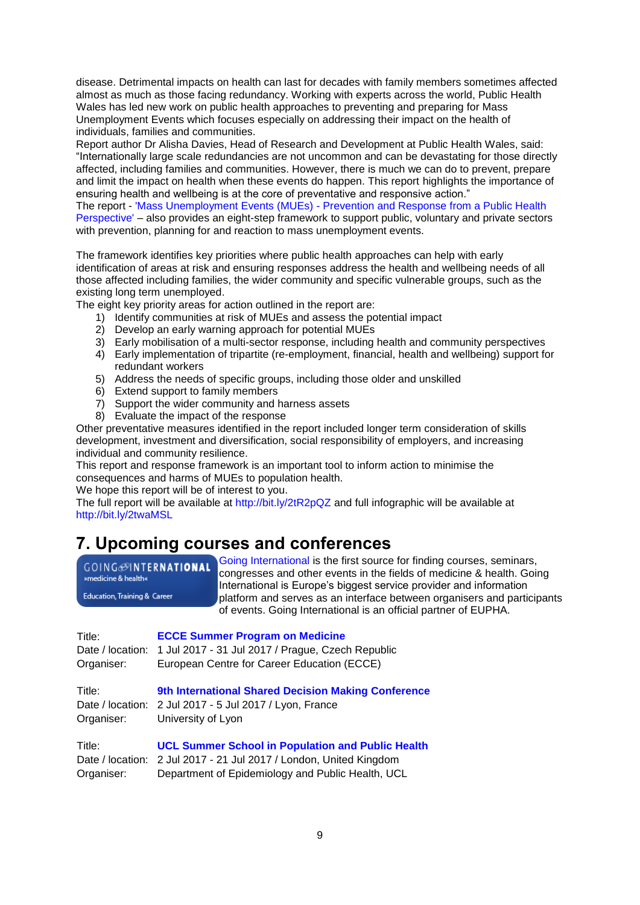disease. Detrimental impacts on health can last for decades with family members sometimes affected almost as much as those facing redundancy. Working with experts across the world, Public Health Wales has led new work on public health approaches to preventing and preparing for Mass Unemployment Events which focuses especially on addressing their impact on the health of individuals, families and communities.

Report author Dr Alisha Davies, Head of Research and Development at Public Health Wales, said: "Internationally large scale redundancies are not uncommon and can be devastating for those directly affected, including families and communities. However, there is much we can do to prevent, prepare and limit the impact on health when these events do happen. This report highlights the importance of ensuring health and wellbeing is at the core of preventative and responsive action."

The report - 'Mass Unemployment Events (MUEs) - Prevention and Response from a Public Health Perspective' – also provides an eight-step framework to support public, voluntary and private sectors with prevention, planning for and reaction to mass unemployment events.

The framework identifies key priorities where public health approaches can help with early identification of areas at risk and ensuring responses address the health and wellbeing needs of all those affected including families, the wider community and specific vulnerable groups, such as the existing long term unemployed.

The eight key priority areas for action outlined in the report are:

1) Identify communities at risk of MUEs and assess the potential impact
2) Develop an early warning approach for potential MUEs
3) Early mobilisation of a multi-sector response, including health and community perspectives
4) Early implementation of tripartite (re-employment, financial, health and wellbeing) support for redundant workers
5) Address the needs of specific groups, including those older and unskilled
6) Extend support to family members
7) Support the wider community and harness assets
8) Evaluate the impact of the response

Other preventative measures identified in the report included longer term consideration of skills development, investment and diversification, social responsibility of employers, and increasing individual and community resilience.

This report and response framework is an important tool to inform action to minimise the consequences and harms of MUEs to population health.

We hope this report will be of interest to you.

The full report will be available at http://bit.ly/2tR2pQZ and full infographic will be available at http://bit.ly/2twaMSL

# 7. Upcoming courses and conferences

GOING INTERNATIONAL »medicine & health« Education, Training & Career

Going International is the first source for finding courses, seminars, congresses and other events in the fields of medicine & health. Going International is Europe's biggest service provider and information platform and serves as an interface between organisers and participants of events. Going International is an official partner of EUPHA.

Title: **ECCE Summer Program on Medicine**
Date / location: 1 Jul 2017 - 31 Jul 2017 / Prague, Czech Republic
Organiser: European Centre for Career Education (ECCE)

Title: **9th International Shared Decision Making Conference**
Date / location: 2 Jul 2017 - 5 Jul 2017 / Lyon, France
Organiser: University of Lyon

Title: **UCL Summer School in Population and Public Health**
Date / location: 2 Jul 2017 - 21 Jul 2017 / London, United Kingdom
Organiser: Department of Epidemiology and Public Health, UCL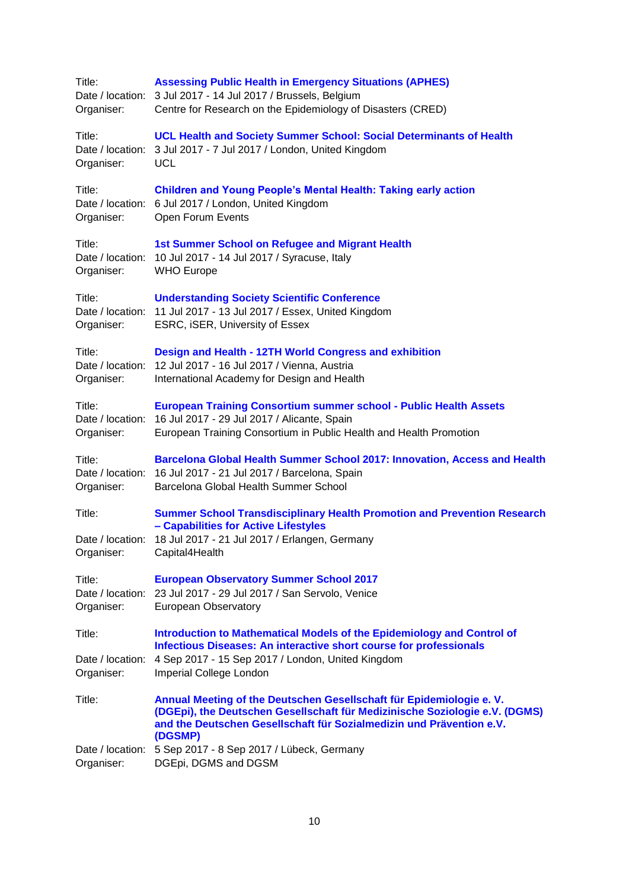Title: **Assessing Public Health in Emergency Situations (APHES)**
Date / location: 3 Jul 2017 - 14 Jul 2017 / Brussels, Belgium
Organiser: Centre for Research on the Epidemiology of Disasters (CRED)

Title: **UCL Health and Society Summer School: Social Determinants of Health**
Date / location: 3 Jul 2017 - 7 Jul 2017 / London, United Kingdom
Organiser: UCL

Title: **Children and Young People's Mental Health: Taking early action**
Date / location: 6 Jul 2017 / London, United Kingdom
Organiser: Open Forum Events

Title: **1st Summer School on Refugee and Migrant Health**
Date / location: 10 Jul 2017 - 14 Jul 2017 / Syracuse, Italy
Organiser: WHO Europe

Title: **Understanding Society Scientific Conference**
Date / location: 11 Jul 2017 - 13 Jul 2017 / Essex, United Kingdom
Organiser: ESRC, iSER, University of Essex

Title: **Design and Health - 12TH World Congress and exhibition**
Date / location: 12 Jul 2017 - 16 Jul 2017 / Vienna, Austria
Organiser: International Academy for Design and Health

Title: **European Training Consortium summer school - Public Health Assets**
Date / location: 16 Jul 2017 - 29 Jul 2017 / Alicante, Spain
Organiser: European Training Consortium in Public Health and Health Promotion

Title: **Barcelona Global Health Summer School 2017: Innovation, Access and Health**
Date / location: 16 Jul 2017 - 21 Jul 2017 / Barcelona, Spain
Organiser: Barcelona Global Health Summer School

Title: **Summer School Transdisciplinary Health Promotion and Prevention Research – Capabilities for Active Lifestyles**
Date / location: 18 Jul 2017 - 21 Jul 2017 / Erlangen, Germany
Organiser: Capital4Health

Title: **European Observatory Summer School 2017**
Date / location: 23 Jul 2017 - 29 Jul 2017 / San Servolo, Venice
Organiser: European Observatory

Title: **Introduction to Mathematical Models of the Epidemiology and Control of Infectious Diseases: An interactive short course for professionals**
Date / location: 4 Sep 2017 - 15 Sep 2017 / London, United Kingdom
Organiser: Imperial College London

Title: **Annual Meeting of the Deutschen Gesellschaft für Epidemiologie e. V. (DGEpi), the Deutschen Gesellschaft für Medizinische Soziologie e.V. (DGMS) and the Deutschen Gesellschaft für Sozialmedizin und Prävention e.V. (DGSMP)**
Date / location: 5 Sep 2017 - 8 Sep 2017 / Lübeck, Germany
Organiser: DGEpi, DGMS and DGSM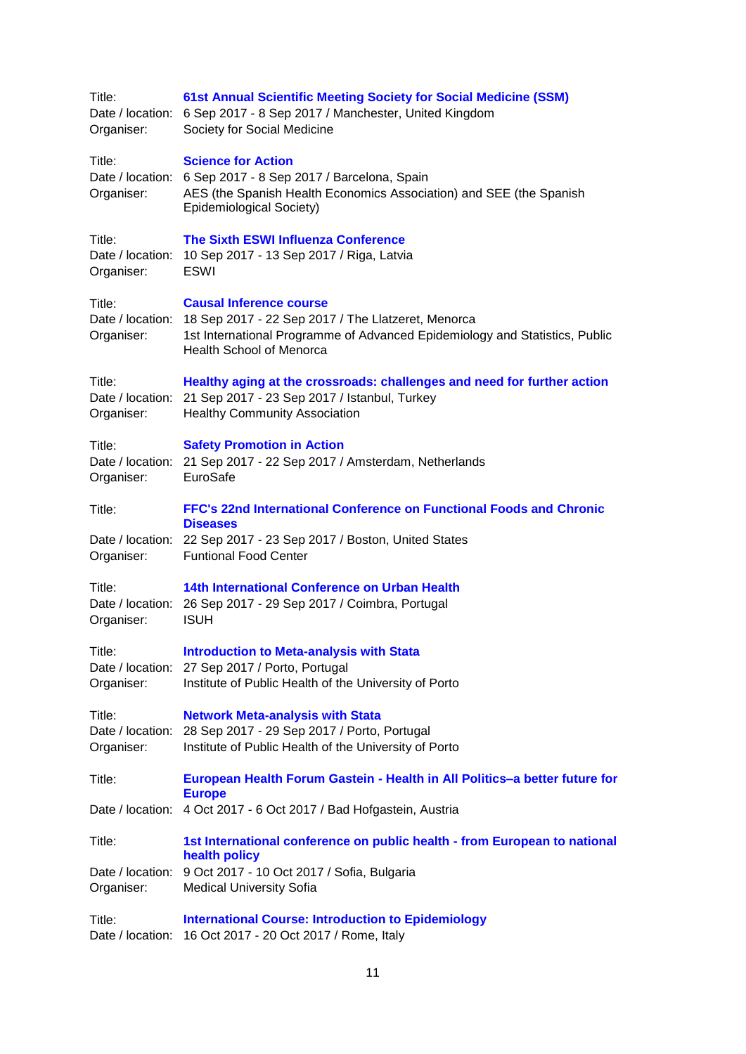Title: **61st Annual Scientific Meeting Society for Social Medicine (SSM)**
Date / location: 6 Sep 2017 - 8 Sep 2017 / Manchester, United Kingdom
Organiser: Society for Social Medicine

Title: **Science for Action**
Date / location: 6 Sep 2017 - 8 Sep 2017 / Barcelona, Spain
Organiser: AES (the Spanish Health Economics Association) and SEE (the Spanish Epidemiological Society)

Title: **The Sixth ESWI Influenza Conference**
Date / location: 10 Sep 2017 - 13 Sep 2017 / Riga, Latvia
Organiser: ESWI

Title: **Causal Inference course**
Date / location: 18 Sep 2017 - 22 Sep 2017 / The Llatzeret, Menorca
Organiser: 1st International Programme of Advanced Epidemiology and Statistics, Public Health School of Menorca

Title: **Healthy aging at the crossroads: challenges and need for further action**
Date / location: 21 Sep 2017 - 23 Sep 2017 / Istanbul, Turkey
Organiser: Healthy Community Association

Title: **Safety Promotion in Action**
Date / location: 21 Sep 2017 - 22 Sep 2017 / Amsterdam, Netherlands
Organiser: EuroSafe

Title: **FFC's 22nd International Conference on Functional Foods and Chronic Diseases**
Date / location: 22 Sep 2017 - 23 Sep 2017 / Boston, United States
Organiser: Funtional Food Center

Title: **14th International Conference on Urban Health**
Date / location: 26 Sep 2017 - 29 Sep 2017 / Coimbra, Portugal
Organiser: ISUH

Title: **Introduction to Meta-analysis with Stata**
Date / location: 27 Sep 2017 / Porto, Portugal
Organiser: Institute of Public Health of the University of Porto

Title: **Network Meta-analysis with Stata**
Date / location: 28 Sep 2017 - 29 Sep 2017 / Porto, Portugal
Organiser: Institute of Public Health of the University of Porto

Title: **European Health Forum Gastein - Health in All Politics–a better future for Europe**
Date / location: 4 Oct 2017 - 6 Oct 2017 / Bad Hofgastein, Austria

Title: **1st International conference on public health - from European to national health policy**
Date / location: 9 Oct 2017 - 10 Oct 2017 / Sofia, Bulgaria
Organiser: Medical University Sofia

Title: **International Course: Introduction to Epidemiology**
Date / location: 16 Oct 2017 - 20 Oct 2017 / Rome, Italy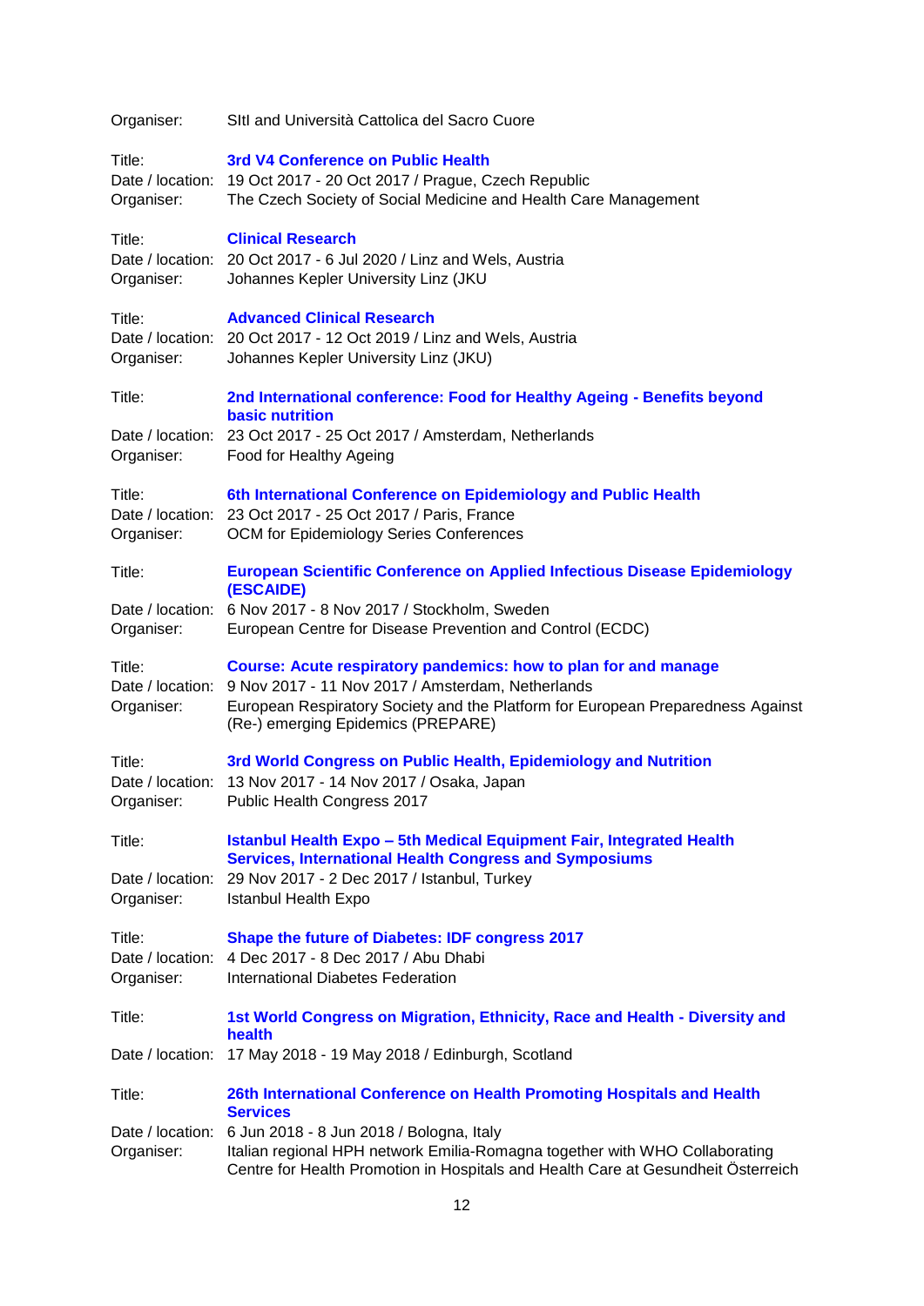Organiser: SItI and Università Cattolica del Sacro Cuore

Title: **3rd V4 Conference on Public Health**
Date / location: 19 Oct 2017 - 20 Oct 2017 / Prague, Czech Republic
Organiser: The Czech Society of Social Medicine and Health Care Management

Title: **Clinical Research**
Date / location: 20 Oct 2017 - 6 Jul 2020 / Linz and Wels, Austria
Organiser: Johannes Kepler University Linz (JKU

Title: **Advanced Clinical Research**
Date / location: 20 Oct 2017 - 12 Oct 2019 / Linz and Wels, Austria
Organiser: Johannes Kepler University Linz (JKU)

Title: **2nd International conference: Food for Healthy Ageing - Benefits beyond basic nutrition**
Date / location: 23 Oct 2017 - 25 Oct 2017 / Amsterdam, Netherlands
Organiser: Food for Healthy Ageing

Title: **6th International Conference on Epidemiology and Public Health**
Date / location: 23 Oct 2017 - 25 Oct 2017 / Paris, France
Organiser: OCM for Epidemiology Series Conferences

Title: **European Scientific Conference on Applied Infectious Disease Epidemiology (ESCAIDE)**
Date / location: 6 Nov 2017 - 8 Nov 2017 / Stockholm, Sweden
Organiser: European Centre for Disease Prevention and Control (ECDC)

Title: **Course: Acute respiratory pandemics: how to plan for and manage**
Date / location: 9 Nov 2017 - 11 Nov 2017 / Amsterdam, Netherlands
Organiser: European Respiratory Society and the Platform for European Preparedness Against (Re-) emerging Epidemics (PREPARE)

Title: **3rd World Congress on Public Health, Epidemiology and Nutrition**
Date / location: 13 Nov 2017 - 14 Nov 2017 / Osaka, Japan
Organiser: Public Health Congress 2017

Title: **Istanbul Health Expo – 5th Medical Equipment Fair, Integrated Health Services, International Health Congress and Symposiums**
Date / location: 29 Nov 2017 - 2 Dec 2017 / Istanbul, Turkey
Organiser: Istanbul Health Expo

Title: **Shape the future of Diabetes: IDF congress 2017**
Date / location: 4 Dec 2017 - 8 Dec 2017 / Abu Dhabi
Organiser: International Diabetes Federation

Title: **1st World Congress on Migration, Ethnicity, Race and Health - Diversity and health**
Date / location: 17 May 2018 - 19 May 2018 / Edinburgh, Scotland

Title: **26th International Conference on Health Promoting Hospitals and Health Services**
Date / location: 6 Jun 2018 - 8 Jun 2018 / Bologna, Italy
Organiser: Italian regional HPH network Emilia-Romagna together with WHO Collaborating Centre for Health Promotion in Hospitals and Health Care at Gesundheit Österreich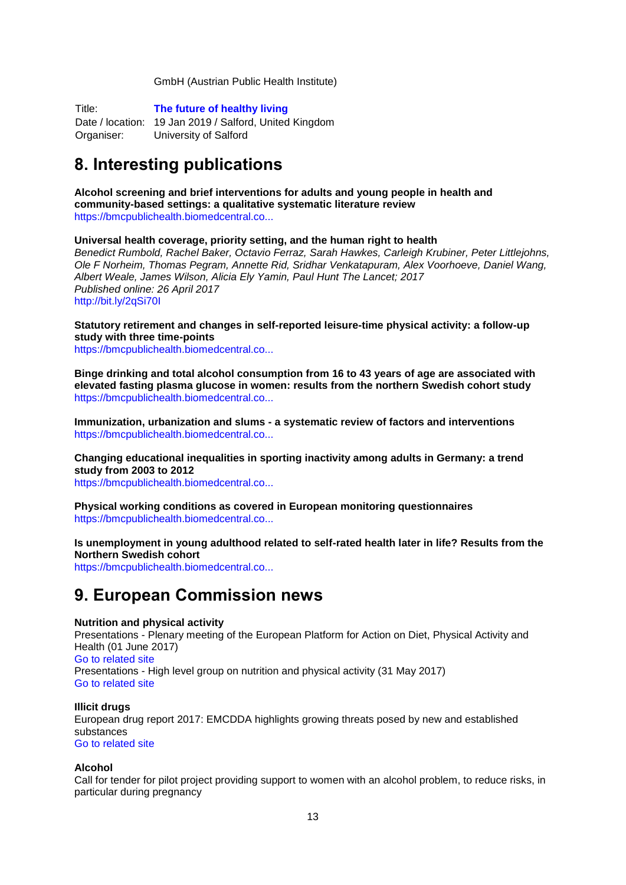GmbH (Austrian Public Health Institute)

| | |
|---|---|
| Title: | **The future of healthy living** |
| Date / location: | 19 Jan 2019 / Salford, United Kingdom |
| Organiser: | University of Salford |

# 8. Interesting publications

**Alcohol screening and brief interventions for adults and young people in health and community-based settings: a qualitative systematic literature review**
https://bmcpublichealth.biomedcentral.co...

**Universal health coverage, priority setting, and the human right to health**
*Benedict Rumbold, Rachel Baker, Octavio Ferraz, Sarah Hawkes, Carleigh Krubiner, Peter Littlejohns, Ole F Norheim, Thomas Pegram, Annette Rid, Sridhar Venkatapuram, Alex Voorhoeve, Daniel Wang, Albert Weale, James Wilson, Alicia Ely Yamin, Paul Hunt The Lancet; 2017*
*Published online: 26 April 2017*
http://bit.ly/2qSi70I

**Statutory retirement and changes in self-reported leisure-time physical activity: a follow-up study with three time-points**
https://bmcpublichealth.biomedcentral.co...

**Binge drinking and total alcohol consumption from 16 to 43 years of age are associated with elevated fasting plasma glucose in women: results from the northern Swedish cohort study**
https://bmcpublichealth.biomedcentral.co...

**Immunization, urbanization and slums - a systematic review of factors and interventions**
https://bmcpublichealth.biomedcentral.co...

**Changing educational inequalities in sporting inactivity among adults in Germany: a trend study from 2003 to 2012**
https://bmcpublichealth.biomedcentral.co...

**Physical working conditions as covered in European monitoring questionnaires**
https://bmcpublichealth.biomedcentral.co...

**Is unemployment in young adulthood related to self-rated health later in life? Results from the Northern Swedish cohort**
https://bmcpublichealth.biomedcentral.co...

# 9. European Commission news

**Nutrition and physical activity**
Presentations - Plenary meeting of the European Platform for Action on Diet, Physical Activity and Health (01 June 2017)
Go to related site
Presentations - High level group on nutrition and physical activity (31 May 2017)
Go to related site

**Illicit drugs**
European drug report 2017: EMCDDA highlights growing threats posed by new and established substances
Go to related site

**Alcohol**
Call for tender for pilot project providing support to women with an alcohol problem, to reduce risks, in particular during pregnancy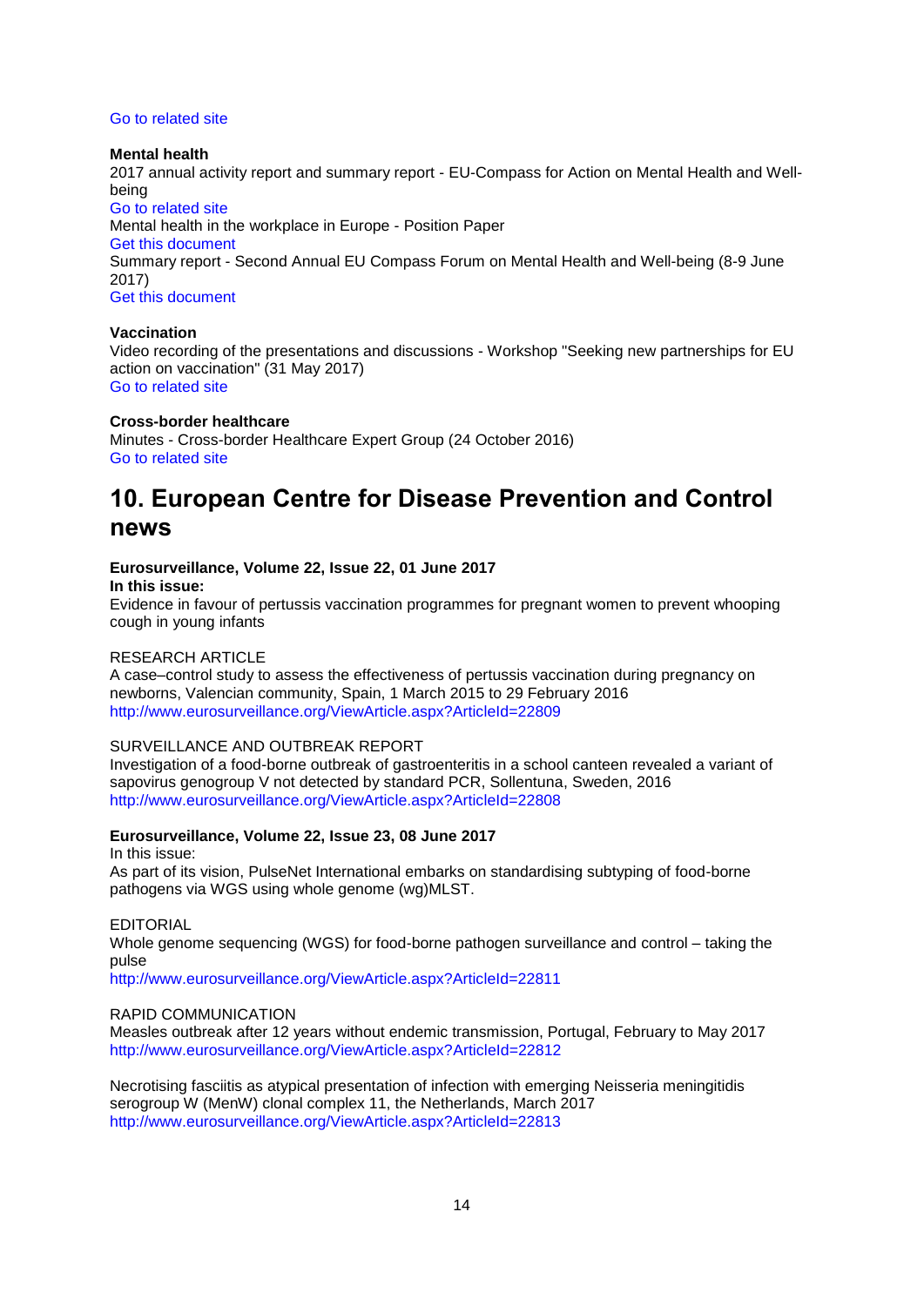Go to related site

**Mental health**

2017 annual activity report and summary report - EU-Compass for Action on Mental Health and Well-being

Go to related site

Mental health in the workplace in Europe - Position Paper

Get this document

Summary report - Second Annual EU Compass Forum on Mental Health and Well-being (8-9 June 2017)

Get this document

**Vaccination**

Video recording of the presentations and discussions - Workshop "Seeking new partnerships for EU action on vaccination" (31 May 2017)

Go to related site

**Cross-border healthcare**

Minutes - Cross-border Healthcare Expert Group (24 October 2016)

Go to related site

# 10. European Centre for Disease Prevention and Control news

**Eurosurveillance, Volume 22, Issue 22, 01 June 2017**

**In this issue:**

Evidence in favour of pertussis vaccination programmes for pregnant women to prevent whooping cough in young infants

RESEARCH ARTICLE

A case–control study to assess the effectiveness of pertussis vaccination during pregnancy on newborns, Valencian community, Spain, 1 March 2015 to 29 February 2016

http://www.eurosurveillance.org/ViewArticle.aspx?ArticleId=22809

SURVEILLANCE AND OUTBREAK REPORT

Investigation of a food-borne outbreak of gastroenteritis in a school canteen revealed a variant of sapovirus genogroup V not detected by standard PCR, Sollentuna, Sweden, 2016

http://www.eurosurveillance.org/ViewArticle.aspx?ArticleId=22808

**Eurosurveillance, Volume 22, Issue 23, 08 June 2017**

In this issue:

As part of its vision, PulseNet International embarks on standardising subtyping of food-borne pathogens via WGS using whole genome (wg)MLST.

EDITORIAL

Whole genome sequencing (WGS) for food-borne pathogen surveillance and control – taking the pulse

http://www.eurosurveillance.org/ViewArticle.aspx?ArticleId=22811

RAPID COMMUNICATION

Measles outbreak after 12 years without endemic transmission, Portugal, February to May 2017

http://www.eurosurveillance.org/ViewArticle.aspx?ArticleId=22812

Necrotising fasciitis as atypical presentation of infection with emerging Neisseria meningitidis serogroup W (MenW) clonal complex 11, the Netherlands, March 2017

http://www.eurosurveillance.org/ViewArticle.aspx?ArticleId=22813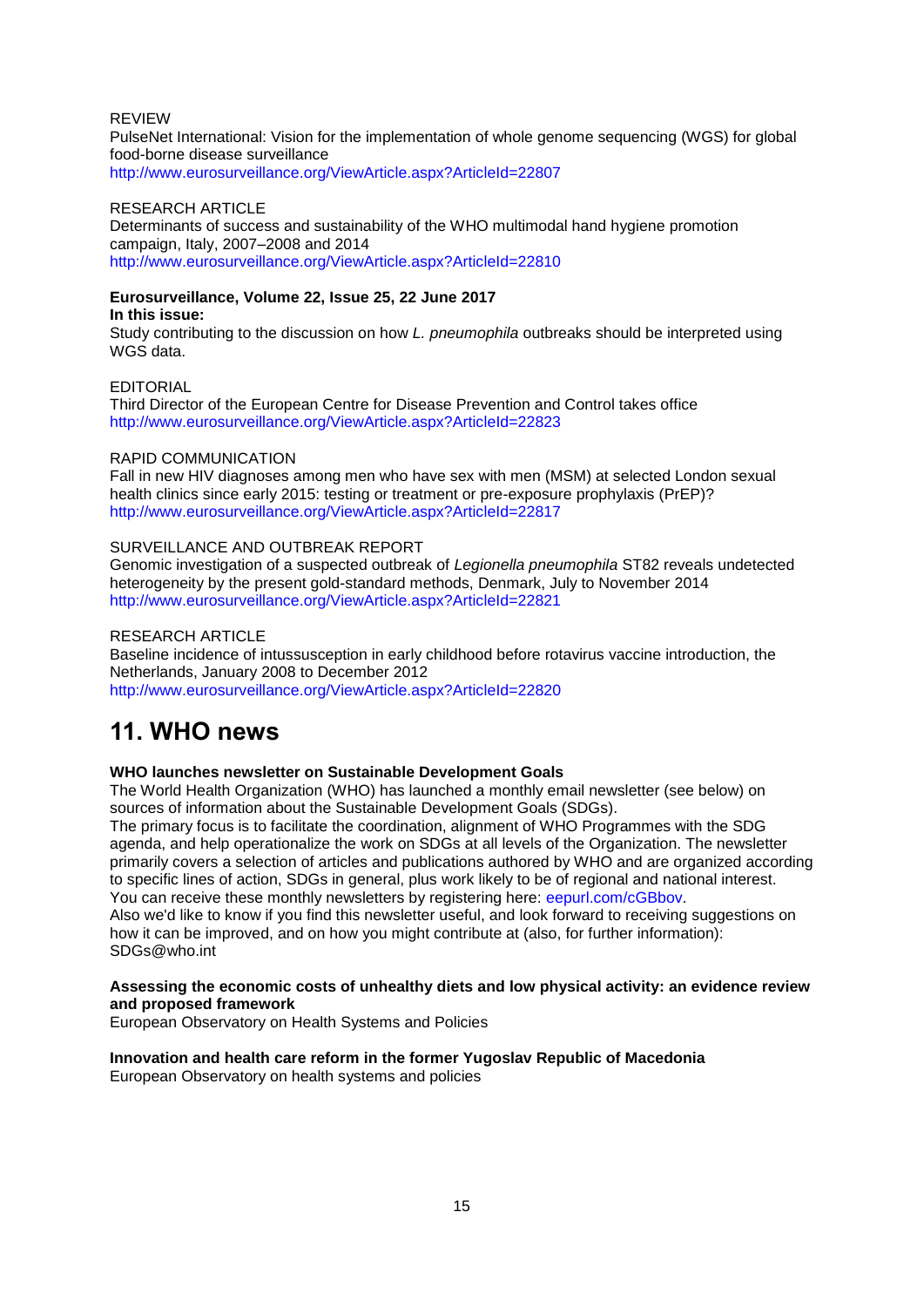REVIEW
PulseNet International: Vision for the implementation of whole genome sequencing (WGS) for global food-borne disease surveillance
http://www.eurosurveillance.org/ViewArticle.aspx?ArticleId=22807

RESEARCH ARTICLE
Determinants of success and sustainability of the WHO multimodal hand hygiene promotion campaign, Italy, 2007–2008 and 2014
http://www.eurosurveillance.org/ViewArticle.aspx?ArticleId=22810

**Eurosurveillance, Volume 22, Issue 25, 22 June 2017**
**In this issue:**
Study contributing to the discussion on how *L. pneumophila* outbreaks should be interpreted using WGS data.

EDITORIAL
Third Director of the European Centre for Disease Prevention and Control takes office
http://www.eurosurveillance.org/ViewArticle.aspx?ArticleId=22823

RAPID COMMUNICATION
Fall in new HIV diagnoses among men who have sex with men (MSM) at selected London sexual health clinics since early 2015: testing or treatment or pre-exposure prophylaxis (PrEP)?
http://www.eurosurveillance.org/ViewArticle.aspx?ArticleId=22817

SURVEILLANCE AND OUTBREAK REPORT
Genomic investigation of a suspected outbreak of *Legionella pneumophila* ST82 reveals undetected heterogeneity by the present gold-standard methods, Denmark, July to November 2014
http://www.eurosurveillance.org/ViewArticle.aspx?ArticleId=22821

RESEARCH ARTICLE
Baseline incidence of intussusception in early childhood before rotavirus vaccine introduction, the Netherlands, January 2008 to December 2012
http://www.eurosurveillance.org/ViewArticle.aspx?ArticleId=22820

# 11. WHO news

**WHO launches newsletter on Sustainable Development Goals**
The World Health Organization (WHO) has launched a monthly email newsletter (see below) on sources of information about the Sustainable Development Goals (SDGs).
The primary focus is to facilitate the coordination, alignment of WHO Programmes with the SDG agenda, and help operationalize the work on SDGs at all levels of the Organization. The newsletter primarily covers a selection of articles and publications authored by WHO and are organized according to specific lines of action, SDGs in general, plus work likely to be of regional and national interest.
You can receive these monthly newsletters by registering here: eepurl.com/cGBbov.
Also we'd like to know if you find this newsletter useful, and look forward to receiving suggestions on how it can be improved, and on how you might contribute at (also, for further information): SDGs@who.int

**Assessing the economic costs of unhealthy diets and low physical activity: an evidence review and proposed framework**
European Observatory on Health Systems and Policies

**Innovation and health care reform in the former Yugoslav Republic of Macedonia**
European Observatory on health systems and policies